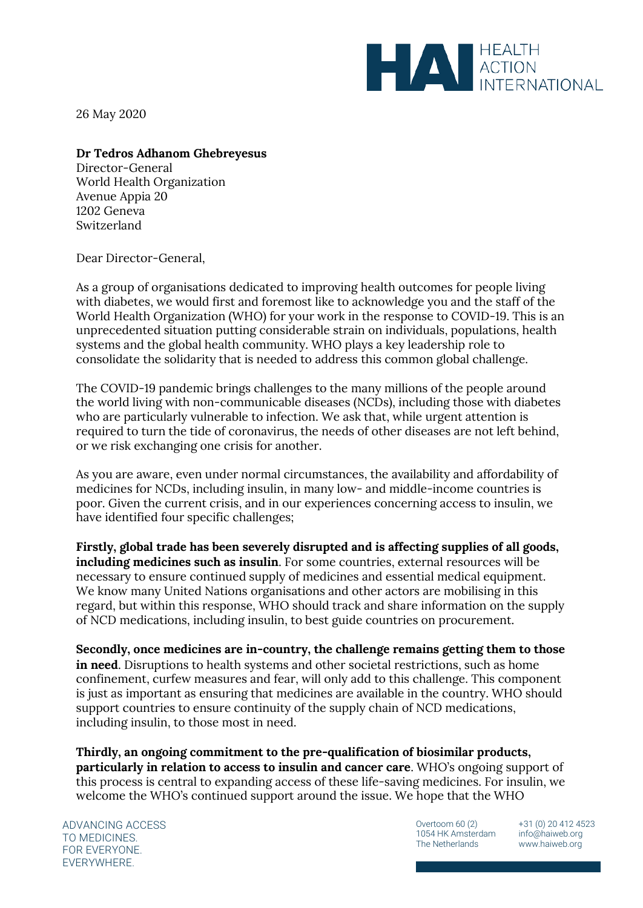26 May 2020

**Dr Tedros Adhanom Ghebreyesus**
Director-General
World Health Organization
Avenue Appia 20
1202 Geneva
Switzerland

Dear Director-General,

As a group of organisations dedicated to improving health outcomes for people living with diabetes, we would first and foremost like to acknowledge you and the staff of the World Health Organization (WHO) for your work in the response to COVID-19. This is an unprecedented situation putting considerable strain on individuals, populations, health systems and the global health community. WHO plays a key leadership role to consolidate the solidarity that is needed to address this common global challenge.

The COVID-19 pandemic brings challenges to the many millions of the people around the world living with non-communicable diseases (NCDs), including those with diabetes who are particularly vulnerable to infection. We ask that, while urgent attention is required to turn the tide of coronavirus, the needs of other diseases are not left behind, or we risk exchanging one crisis for another.

As you are aware, even under normal circumstances, the availability and affordability of medicines for NCDs, including insulin, in many low- and middle-income countries is poor. Given the current crisis, and in our experiences concerning access to insulin, we have identified four specific challenges;

**Firstly, global trade has been severely disrupted and is affecting supplies of all goods, including medicines such as insulin**. For some countries, external resources will be necessary to ensure continued supply of medicines and essential medical equipment. We know many United Nations organisations and other actors are mobilising in this regard, but within this response, WHO should track and share information on the supply of NCD medications, including insulin, to best guide countries on procurement.

**Secondly, once medicines are in-country, the challenge remains getting them to those in need**. Disruptions to health systems and other societal restrictions, such as home confinement, curfew measures and fear, will only add to this challenge. This component is just as important as ensuring that medicines are available in the country. WHO should support countries to ensure continuity of the supply chain of NCD medications, including insulin, to those most in need.

**Thirdly, an ongoing commitment to the pre-qualification of biosimilar products, particularly in relation to access to insulin and cancer care**. WHO's ongoing support of this process is central to expanding access of these life-saving medicines. For insulin, we welcome the WHO's continued support around the issue. We hope that the WHO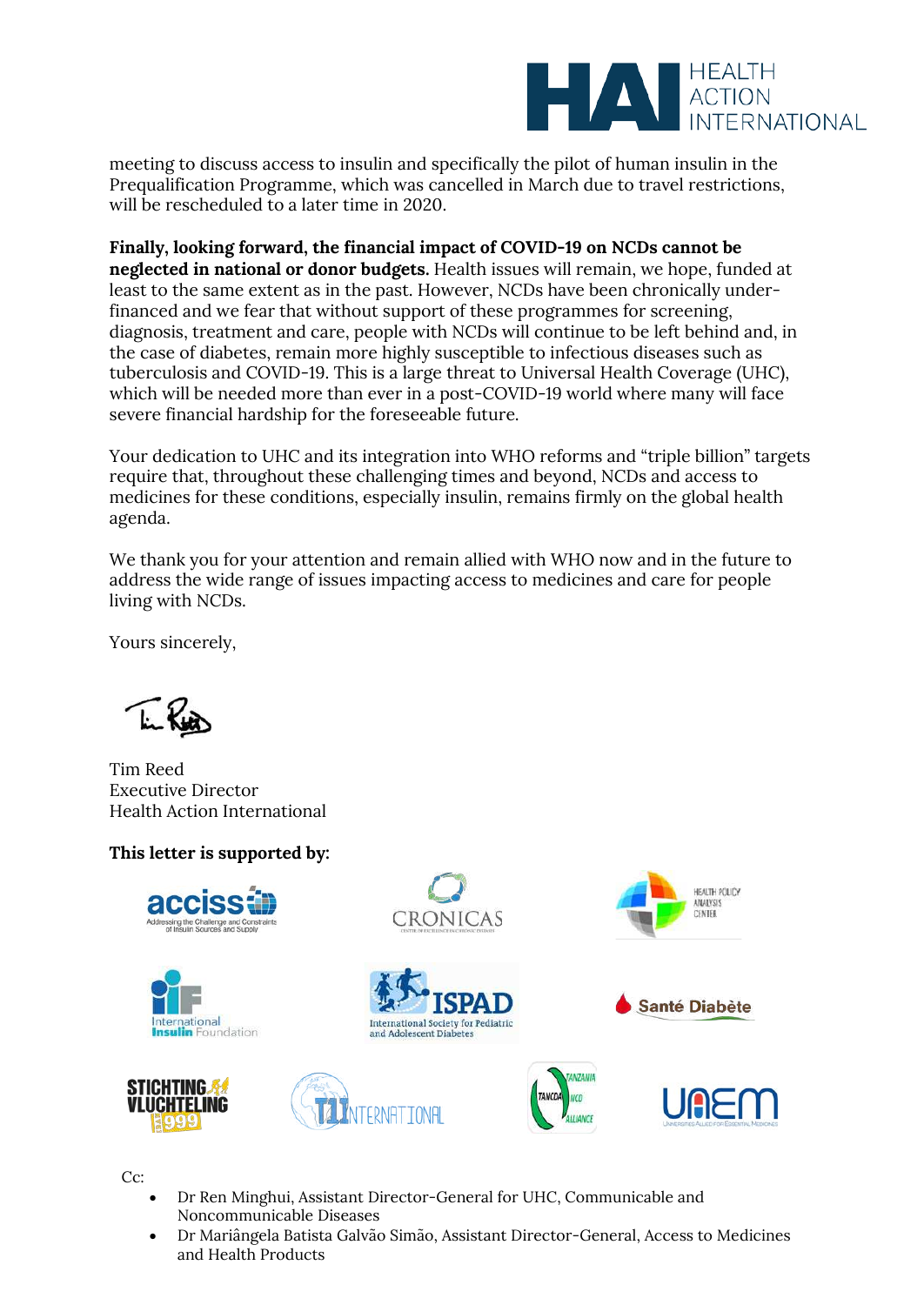meeting to discuss access to insulin and specifically the pilot of human insulin in the Prequalification Programme, which was cancelled in March due to travel restrictions, will be rescheduled to a later time in 2020.

**Finally, looking forward, the financial impact of COVID-19 on NCDs cannot be neglected in national or donor budgets.** Health issues will remain, we hope, funded at least to the same extent as in the past. However, NCDs have been chronically under-financed and we fear that without support of these programmes for screening, diagnosis, treatment and care, people with NCDs will continue to be left behind and, in the case of diabetes, remain more highly susceptible to infectious diseases such as tuberculosis and COVID-19. This is a large threat to Universal Health Coverage (UHC), which will be needed more than ever in a post-COVID-19 world where many will face severe financial hardship for the foreseeable future.

Your dedication to UHC and its integration into WHO reforms and "triple billion" targets require that, throughout these challenging times and beyond, NCDs and access to medicines for these conditions, especially insulin, remains firmly on the global health agenda.

We thank you for your attention and remain allied with WHO now and in the future to address the wide range of issues impacting access to medicines and care for people living with NCDs.

Yours sincerely,

Tim Reed
Executive Director
Health Action International

**This letter is supported by:**

ACCISS – Addressing the Challenge and Constraints of Insulin Sources and Supply
CRONICAS
Health Policy Analysis Center
International Insulin Foundation
ISPAD – International Society for Pediatric and Adolescent Diabetes
Santé Diabète
Stichting Vluchteling
T1International
Tanzania NCD Alliance (TANCDA)
UAEM – Universities Allied for Essential Medicines

Cc:

- Dr Ren Minghui, Assistant Director-General for UHC, Communicable and Noncommunicable Diseases
- Dr Mariângela Batista Galvão Simão, Assistant Director-General, Access to Medicines and Health Products